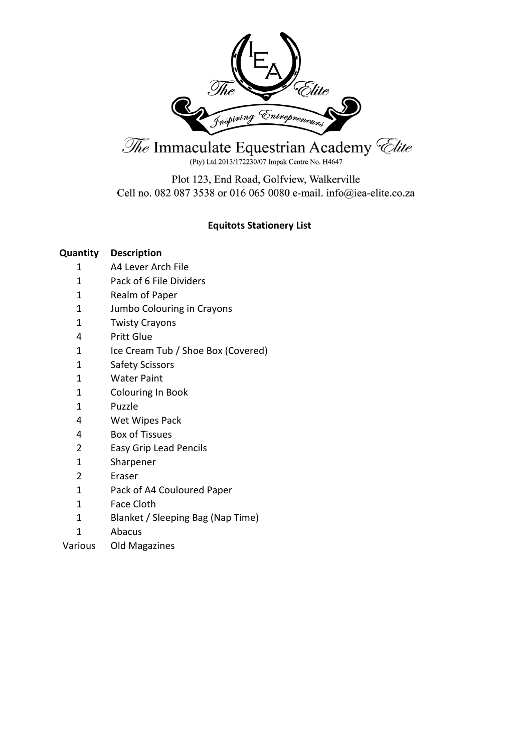The Immaculate Equestrian Academy Elite

(Pty) Ltd 2013/172230/07 Impak Centre No. H4647

Plot 123, End Road, Golfview, Walkerville
Cell no. 082 087 3538 or 016 065 0080 e-mail. info@iea-elite.co.za

**Equitots Stationery List**

| Quantity | Description |
|---|---|
| 1 | A4 Lever Arch File |
| 1 | Pack of 6 File Dividers |
| 1 | Realm of Paper |
| 1 | Jumbo Colouring in Crayons |
| 1 | Twisty Crayons |
| 4 | Pritt Glue |
| 1 | Ice Cream Tub / Shoe Box (Covered) |
| 1 | Safety Scissors |
| 1 | Water Paint |
| 1 | Colouring In Book |
| 1 | Puzzle |
| 4 | Wet Wipes Pack |
| 4 | Box of Tissues |
| 2 | Easy Grip Lead Pencils |
| 1 | Sharpener |
| 2 | Eraser |
| 1 | Pack of A4 Couloured Paper |
| 1 | Face Cloth |
| 1 | Blanket / Sleeping Bag (Nap Time) |
| 1 | Abacus |
| Various | Old Magazines |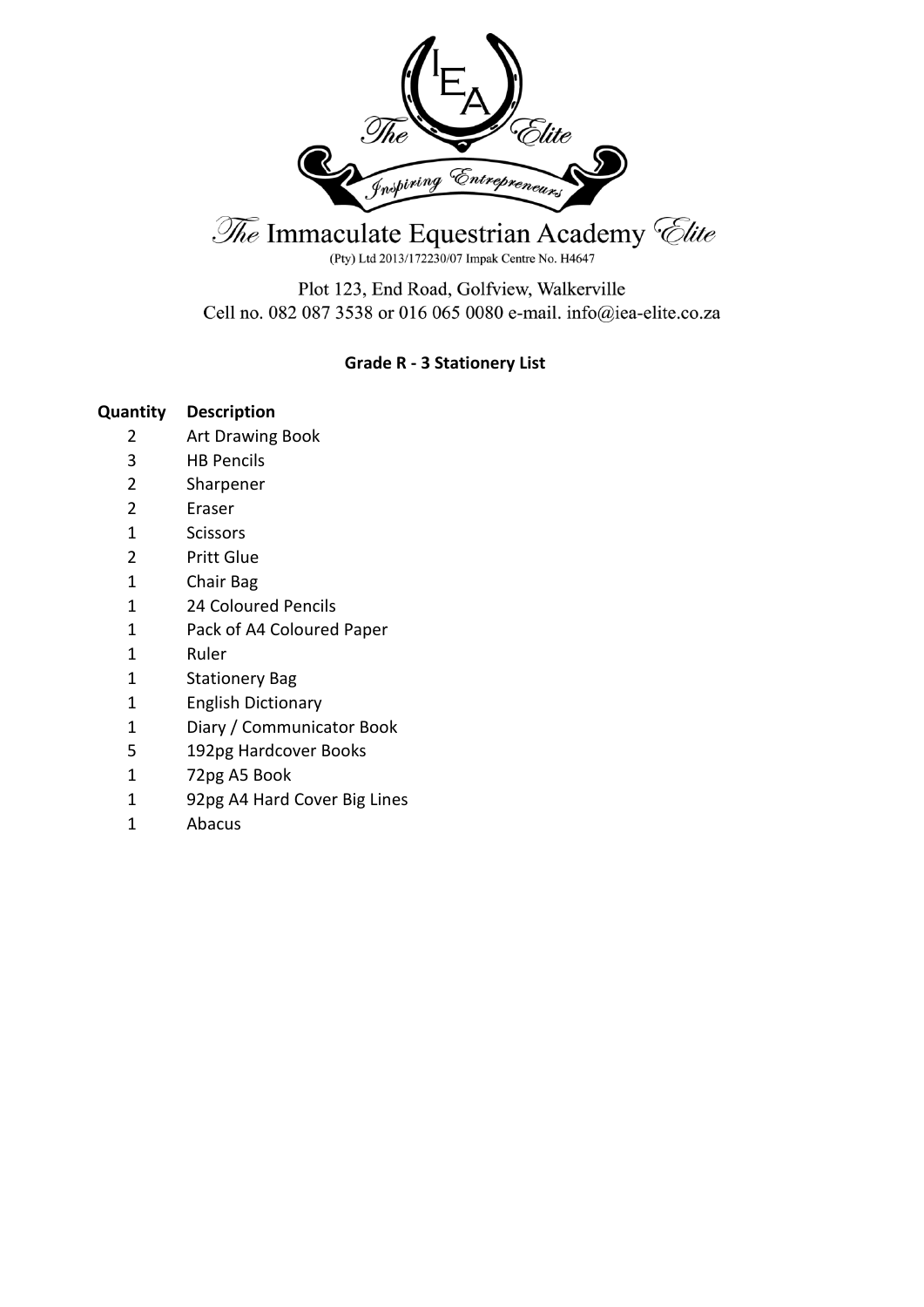The Immaculate Equestrian Academy Elite

(Pty) Ltd 2013/172230/07 Impak Centre No. H4647

Plot 123, End Road, Golfview, Walkerville
Cell no. 082 087 3538 or 016 065 0080 e-mail. info@iea-elite.co.za

**Grade R - 3 Stationery List**

| Quantity | Description |
|---|---|
| 2 | Art Drawing Book |
| 3 | HB Pencils |
| 2 | Sharpener |
| 2 | Eraser |
| 1 | Scissors |
| 2 | Pritt Glue |
| 1 | Chair Bag |
| 1 | 24 Coloured Pencils |
| 1 | Pack of A4 Coloured Paper |
| 1 | Ruler |
| 1 | Stationery Bag |
| 1 | English Dictionary |
| 1 | Diary / Communicator Book |
| 5 | 192pg Hardcover Books |
| 1 | 72pg A5 Book |
| 1 | 92pg A4 Hard Cover Big Lines |
| 1 | Abacus |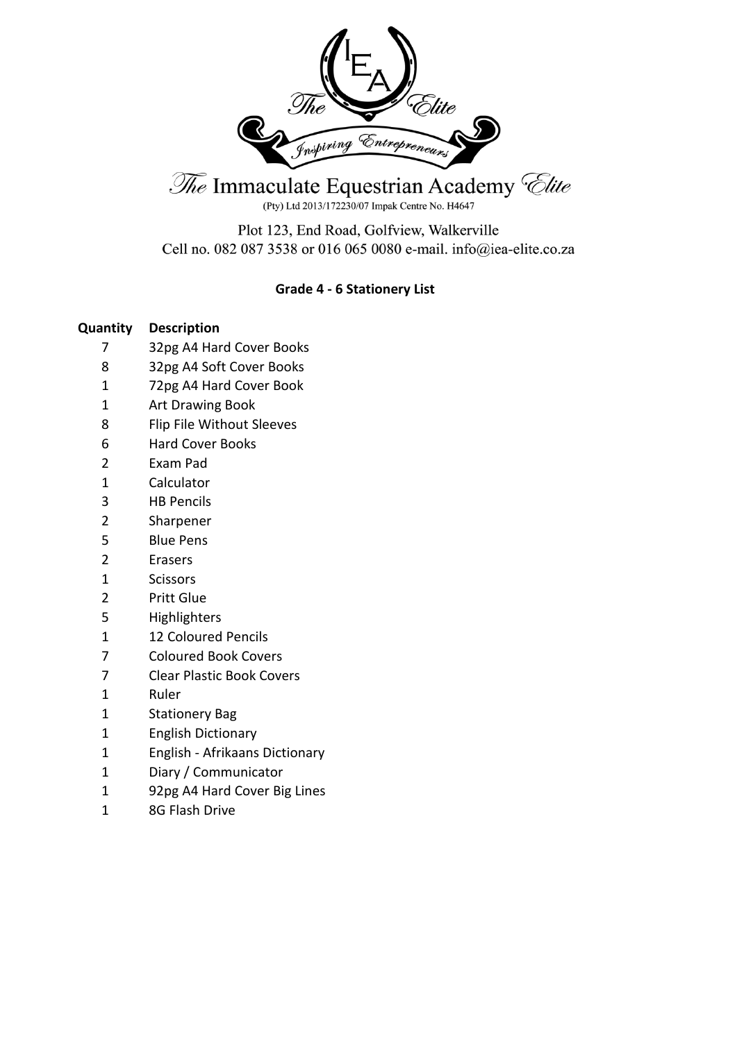The Immaculate Equestrian Academy Elite

(Pty) Ltd 2013/172230/07 Impak Centre No. H4647

Plot 123, End Road, Golfview, Walkerville
Cell no. 082 087 3538 or 016 065 0080 e-mail. info@iea-elite.co.za

## Grade 4 - 6 Stationery List

| Quantity | Description |
|---|---|
| 7 | 32pg A4 Hard Cover Books |
| 8 | 32pg A4 Soft Cover Books |
| 1 | 72pg A4 Hard Cover Book |
| 1 | Art Drawing Book |
| 8 | Flip File Without Sleeves |
| 6 | Hard Cover Books |
| 2 | Exam Pad |
| 1 | Calculator |
| 3 | HB Pencils |
| 2 | Sharpener |
| 5 | Blue Pens |
| 2 | Erasers |
| 1 | Scissors |
| 2 | Pritt Glue |
| 5 | Highlighters |
| 1 | 12 Coloured Pencils |
| 7 | Coloured Book Covers |
| 7 | Clear Plastic Book Covers |
| 1 | Ruler |
| 1 | Stationery Bag |
| 1 | English Dictionary |
| 1 | English - Afrikaans Dictionary |
| 1 | Diary / Communicator |
| 1 | 92pg A4 Hard Cover Big Lines |
| 1 | 8G Flash Drive |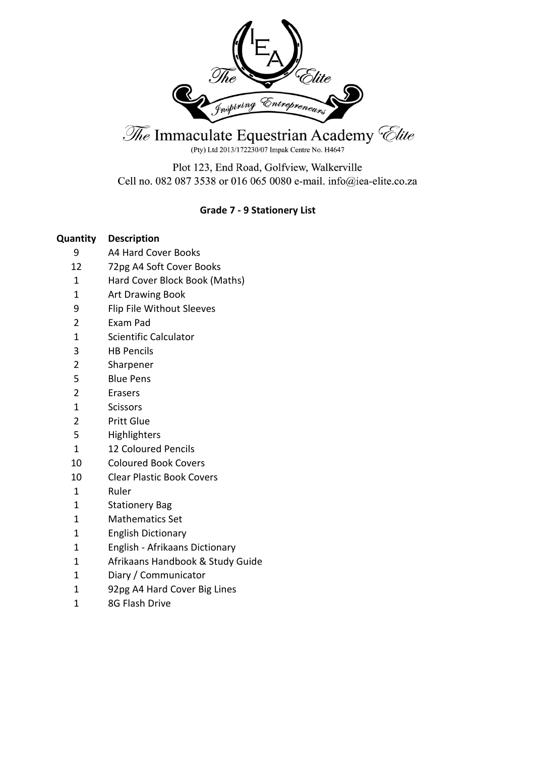The Immaculate Equestrian Academy Elite

(Pty) Ltd 2013/172230/07 Impak Centre No. H4647

Plot 123, End Road, Golfview, Walkerville

Cell no. 082 087 3538 or 016 065 0080 e-mail. info@iea-elite.co.za

**Grade 7 - 9 Stationery List**

| Quantity | Description |
| --- | --- |
| 9 | A4 Hard Cover Books |
| 12 | 72pg A4 Soft Cover Books |
| 1 | Hard Cover Block Book (Maths) |
| 1 | Art Drawing Book |
| 9 | Flip File Without Sleeves |
| 2 | Exam Pad |
| 1 | Scientific Calculator |
| 3 | HB Pencils |
| 2 | Sharpener |
| 5 | Blue Pens |
| 2 | Erasers |
| 1 | Scissors |
| 2 | Pritt Glue |
| 5 | Highlighters |
| 1 | 12 Coloured Pencils |
| 10 | Coloured Book Covers |
| 10 | Clear Plastic Book Covers |
| 1 | Ruler |
| 1 | Stationery Bag |
| 1 | Mathematics Set |
| 1 | English Dictionary |
| 1 | English - Afrikaans Dictionary |
| 1 | Afrikaans Handbook & Study Guide |
| 1 | Diary / Communicator |
| 1 | 92pg A4 Hard Cover Big Lines |
| 1 | 8G Flash Drive |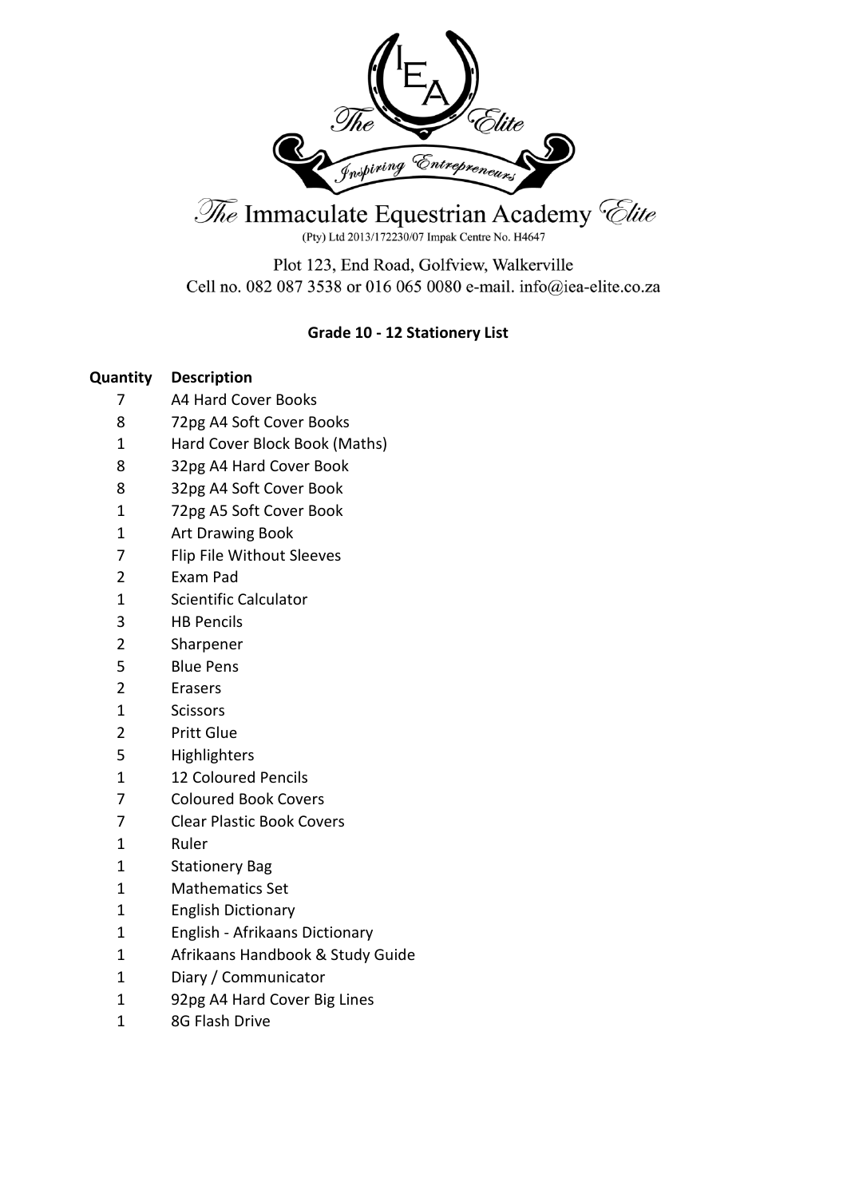The Immaculate Equestrian Academy Elite

(Pty) Ltd 2013/172230/07 Impak Centre No. H4647

Plot 123, End Road, Golfview, Walkerville
Cell no. 082 087 3538 or 016 065 0080 e-mail. info@iea-elite.co.za

**Grade 10 - 12 Stationery List**

| Quantity | Description |
|---|---|
| 7 | A4 Hard Cover Books |
| 8 | 72pg A4 Soft Cover Books |
| 1 | Hard Cover Block Book (Maths) |
| 8 | 32pg A4 Hard Cover Book |
| 8 | 32pg A4 Soft Cover Book |
| 1 | 72pg A5 Soft Cover Book |
| 1 | Art Drawing Book |
| 7 | Flip File Without Sleeves |
| 2 | Exam Pad |
| 1 | Scientific Calculator |
| 3 | HB Pencils |
| 2 | Sharpener |
| 5 | Blue Pens |
| 2 | Erasers |
| 1 | Scissors |
| 2 | Pritt Glue |
| 5 | Highlighters |
| 1 | 12 Coloured Pencils |
| 7 | Coloured Book Covers |
| 7 | Clear Plastic Book Covers |
| 1 | Ruler |
| 1 | Stationery Bag |
| 1 | Mathematics Set |
| 1 | English Dictionary |
| 1 | English - Afrikaans Dictionary |
| 1 | Afrikaans Handbook & Study Guide |
| 1 | Diary / Communicator |
| 1 | 92pg A4 Hard Cover Big Lines |
| 1 | 8G Flash Drive |